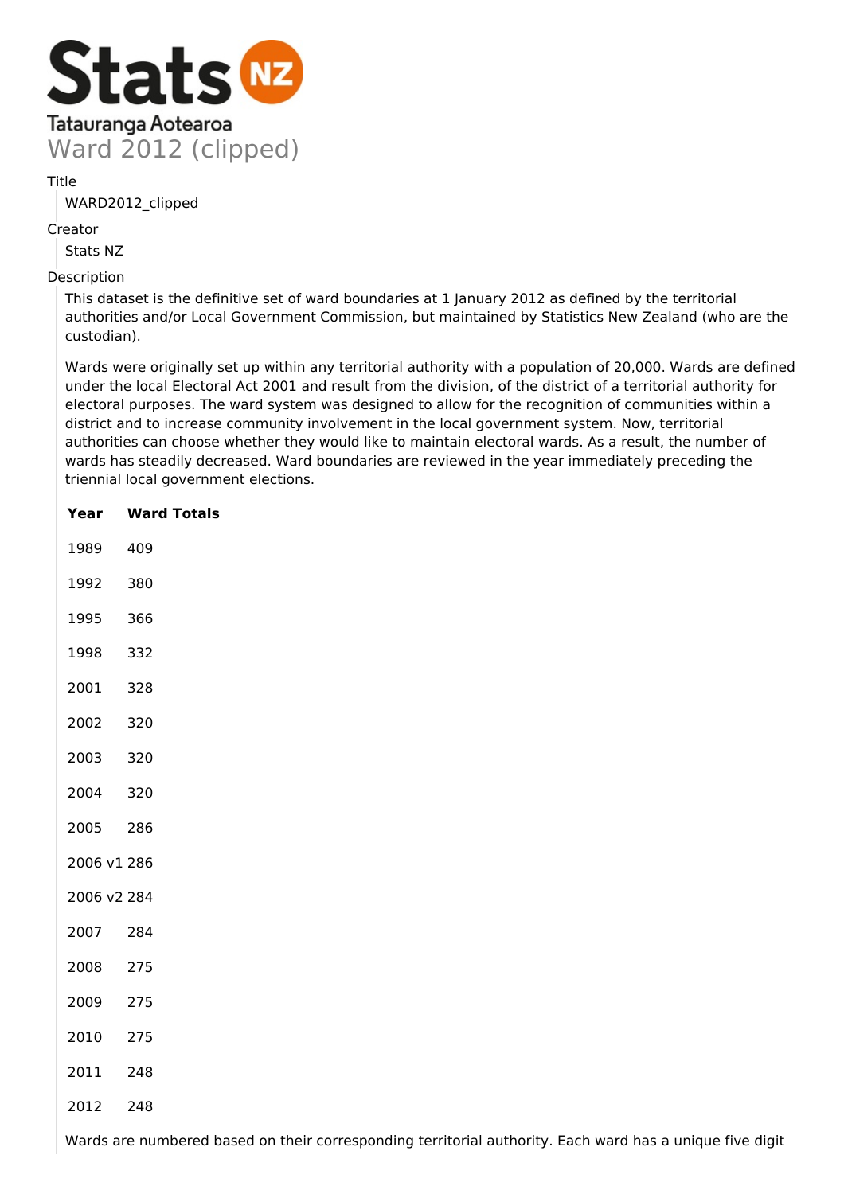# Ward 2012 (clipped)

Title

WARD2012_clipped

Creator

Stats NZ

Description

This dataset is the definitive set of ward boundaries at 1 January 2012 as defined by the territorial authorities and/or Local Government Commission, but maintained by Statistics New Zealand (who are the custodian).

Wards were originally set up within any territorial authority with a population of 20,000. Wards are defined under the local Electoral Act 2001 and result from the division, of the district of a territorial authority for electoral purposes. The ward system was designed to allow for the recognition of communities within a district and to increase community involvement in the local government system. Now, territorial authorities can choose whether they would like to maintain electoral wards. As a result, the number of wards has steadily decreased. Ward boundaries are reviewed in the year immediately preceding the triennial local government elections.

| Year | Ward Totals |
|---|---|
| 1989 | 409 |
| 1992 | 380 |
| 1995 | 366 |
| 1998 | 332 |
| 2001 | 328 |
| 2002 | 320 |
| 2003 | 320 |
| 2004 | 320 |
| 2005 | 286 |
| 2006 v1 | 286 |
| 2006 v2 | 284 |
| 2007 | 284 |
| 2008 | 275 |
| 2009 | 275 |
| 2010 | 275 |
| 2011 | 248 |
| 2012 | 248 |

Wards are numbered based on their corresponding territorial authority. Each ward has a unique five digit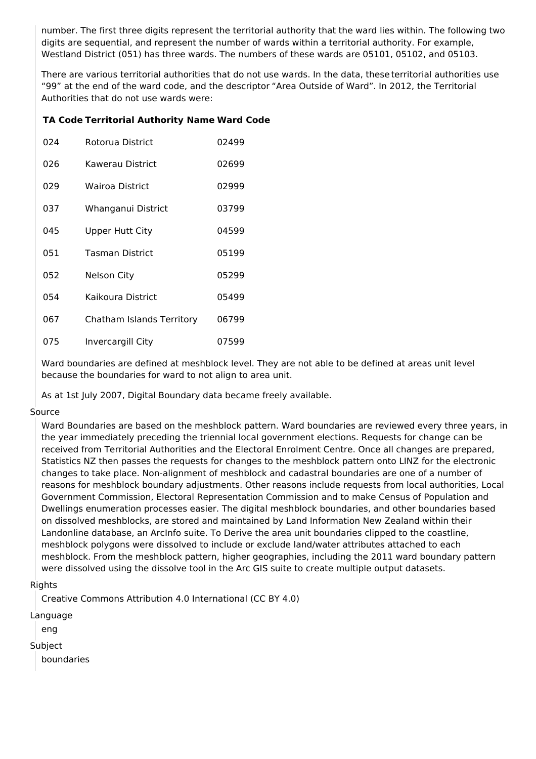number. The first three digits represent the territorial authority that the ward lies within. The following two digits are sequential, and represent the number of wards within a territorial authority. For example, Westland District (051) has three wards. The numbers of these wards are 05101, 05102, and 05103.

There are various territorial authorities that do not use wards. In the data, these territorial authorities use "99" at the end of the ward code, and the descriptor "Area Outside of Ward". In 2012, the Territorial Authorities that do not use wards were:

| TA Code | Territorial Authority Name | Ward Code |
|---|---|---|
| 024 | Rotorua District | 02499 |
| 026 | Kawerau District | 02699 |
| 029 | Wairoa District | 02999 |
| 037 | Whanganui District | 03799 |
| 045 | Upper Hutt City | 04599 |
| 051 | Tasman District | 05199 |
| 052 | Nelson City | 05299 |
| 054 | Kaikoura District | 05499 |
| 067 | Chatham Islands Territory | 06799 |
| 075 | Invercargill City | 07599 |

Ward boundaries are defined at meshblock level. They are not able to be defined at areas unit level because the boundaries for ward to not align to area unit.

As at 1st July 2007, Digital Boundary data became freely available.

Source

Ward Boundaries are based on the meshblock pattern. Ward boundaries are reviewed every three years, in the year immediately preceding the triennial local government elections. Requests for change can be received from Territorial Authorities and the Electoral Enrolment Centre. Once all changes are prepared, Statistics NZ then passes the requests for changes to the meshblock pattern onto LINZ for the electronic changes to take place. Non-alignment of meshblock and cadastral boundaries are one of a number of reasons for meshblock boundary adjustments. Other reasons include requests from local authorities, Local Government Commission, Electoral Representation Commission and to make Census of Population and Dwellings enumeration processes easier. The digital meshblock boundaries, and other boundaries based on dissolved meshblocks, are stored and maintained by Land Information New Zealand within their Landonline database, an ArcInfo suite. To Derive the area unit boundaries clipped to the coastline, meshblock polygons were dissolved to include or exclude land/water attributes attached to each meshblock. From the meshblock pattern, higher geographies, including the 2011 ward boundary pattern were dissolved using the dissolve tool in the Arc GIS suite to create multiple output datasets.

Rights

Creative Commons Attribution 4.0 International (CC BY 4.0)

Language

eng

Subject

boundaries